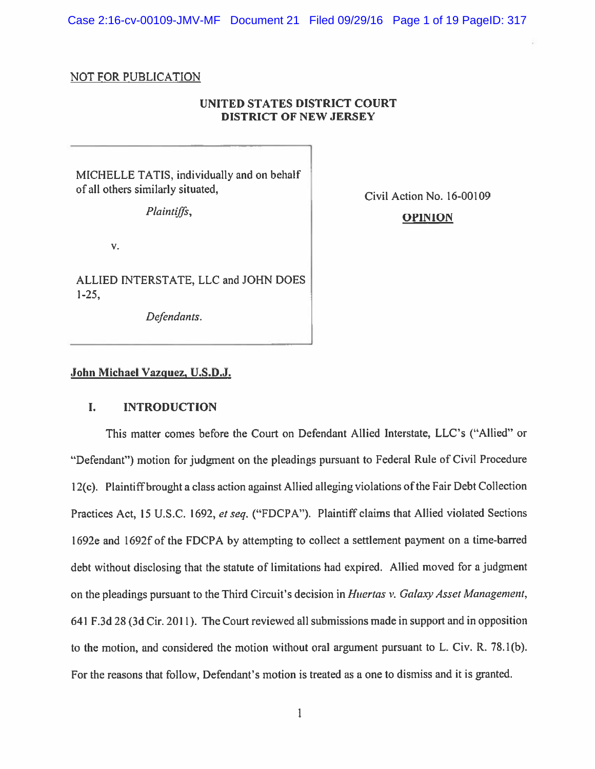NOT FOR PUBLICATION

**UNITED STATES DISTRICT COURT**
**DISTRICT OF NEW JERSEY**

| | |
|---|---|
| MICHELLE TATIS, individually and on behalf of all others similarly situated,<br><br>*Plaintiffs*,<br><br>v.<br><br>ALLIED INTERSTATE, LLC and JOHN DOES 1-25,<br><br>*Defendants*. | Civil Action No. 16-00109<br><br>**OPINION** |

**John Michael Vazquez, U.S.D.J.**

## I. INTRODUCTION

This matter comes before the Court on Defendant Allied Interstate, LLC's ("Allied" or "Defendant") motion for judgment on the pleadings pursuant to Federal Rule of Civil Procedure 12(c). Plaintiff brought a class action against Allied alleging violations of the Fair Debt Collection Practices Act, 15 U.S.C. 1692, *et seq.* ("FDCPA"). Plaintiff claims that Allied violated Sections 1692e and 1692f of the FDCPA by attempting to collect a settlement payment on a time-barred debt without disclosing that the statute of limitations had expired. Allied moved for a judgment on the pleadings pursuant to the Third Circuit's decision in *Huertas v. Galaxy Asset Management*, 641 F.3d 28 (3d Cir. 2011). The Court reviewed all submissions made in support and in opposition to the motion, and considered the motion without oral argument pursuant to L. Civ. R. 78.1(b). For the reasons that follow, Defendant's motion is treated as a one to dismiss and it is granted.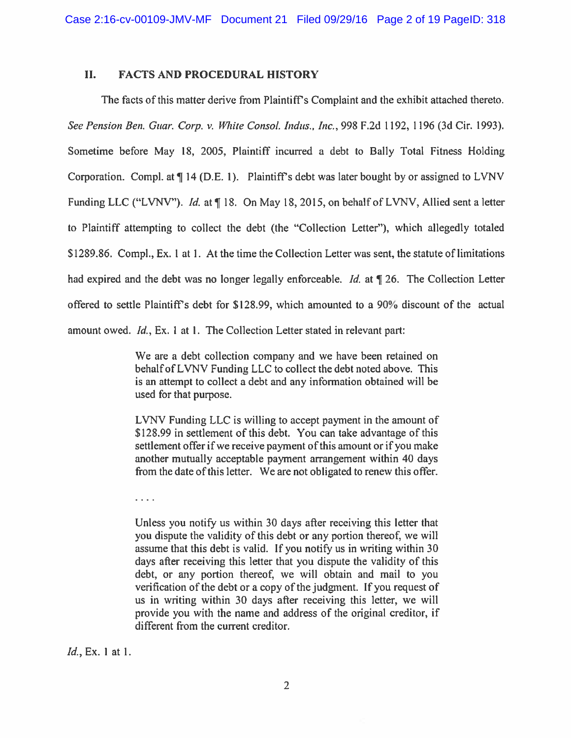## II. FACTS AND PROCEDURAL HISTORY

The facts of this matter derive from Plaintiff's Complaint and the exhibit attached thereto. *See Pension Ben. Guar. Corp. v. White Consol. Indus., Inc.*, 998 F.2d 1192, 1196 (3d Cir. 1993). Sometime before May 18, 2005, Plaintiff incurred a debt to Bally Total Fitness Holding Corporation. Compl. at ¶ 14 (D.E. 1). Plaintiff's debt was later bought by or assigned to LVNV Funding LLC ("LVNV"). *Id.* at ¶ 18. On May 18, 2015, on behalf of LVNV, Allied sent a letter to Plaintiff attempting to collect the debt (the "Collection Letter"), which allegedly totaled $1289.86. Compl., Ex. 1 at 1. At the time the Collection Letter was sent, the statute of limitations had expired and the debt was no longer legally enforceable. *Id.* at ¶ 26. The Collection Letter offered to settle Plaintiff's debt for $128.99, which amounted to a 90% discount of the actual amount owed. *Id.*, Ex. 1 at 1. The Collection Letter stated in relevant part:

> We are a debt collection company and we have been retained on behalf of LVNV Funding LLC to collect the debt noted above. This is an attempt to collect a debt and any information obtained will be used for that purpose.
>
> LVNV Funding LLC is willing to accept payment in the amount of $128.99 in settlement of this debt. You can take advantage of this settlement offer if we receive payment of this amount or if you make another mutually acceptable payment arrangement within 40 days from the date of this letter. We are not obligated to renew this offer.
>
> . . . .
>
> Unless you notify us within 30 days after receiving this letter that you dispute the validity of this debt or any portion thereof, we will assume that this debt is valid. If you notify us in writing within 30 days after receiving this letter that you dispute the validity of this debt, or any portion thereof, we will obtain and mail to you verification of the debt or a copy of the judgment. If you request of us in writing within 30 days after receiving this letter, we will provide you with the name and address of the original creditor, if different from the current creditor.

*Id.*, Ex. 1 at 1.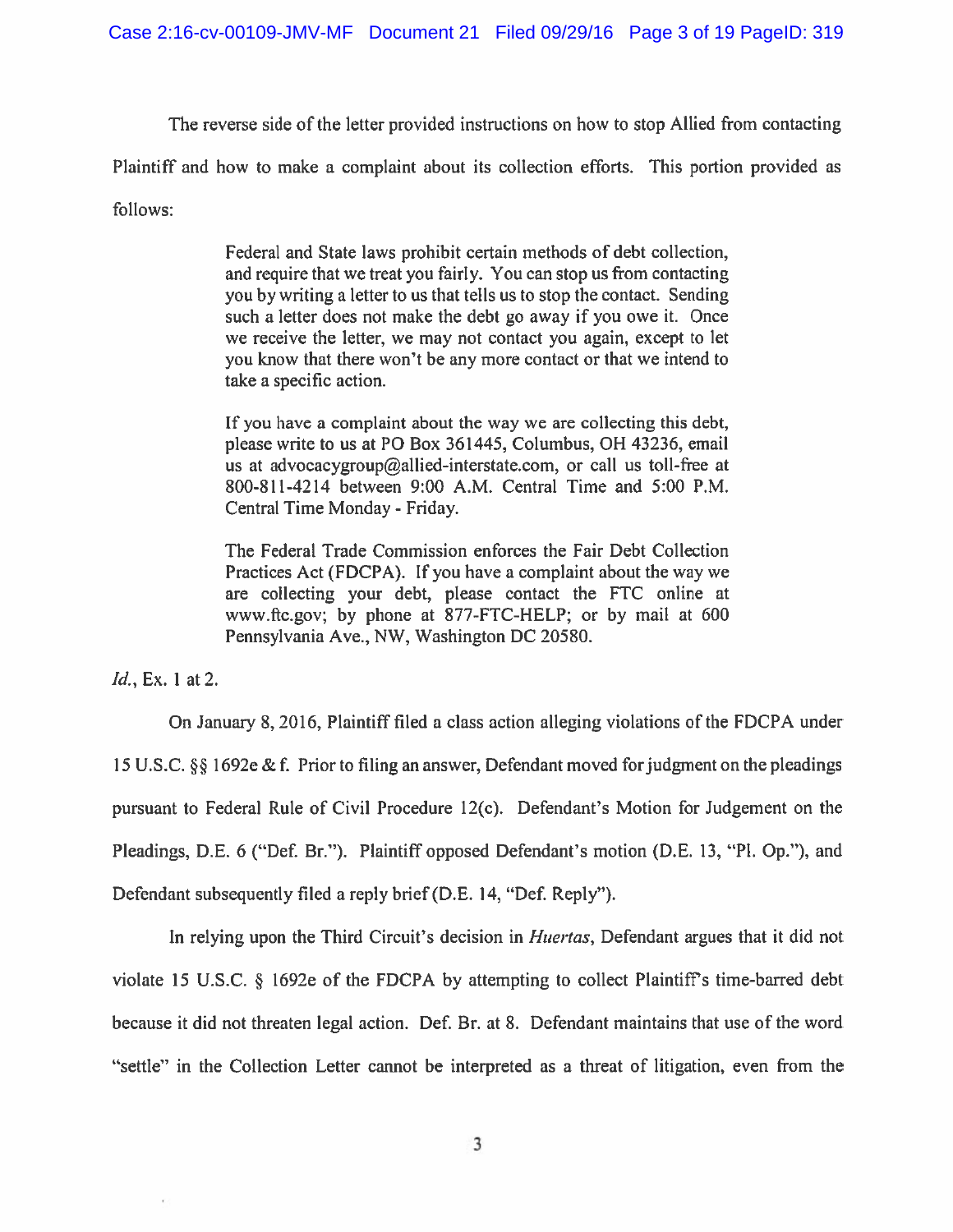The reverse side of the letter provided instructions on how to stop Allied from contacting Plaintiff and how to make a complaint about its collection efforts. This portion provided as follows:

> Federal and State laws prohibit certain methods of debt collection, and require that we treat you fairly. You can stop us from contacting you by writing a letter to us that tells us to stop the contact. Sending such a letter does not make the debt go away if you owe it. Once we receive the letter, we may not contact you again, except to let you know that there won't be any more contact or that we intend to take a specific action.
>
> If you have a complaint about the way we are collecting this debt, please write to us at PO Box 361445, Columbus, OH 43236, email us at advocacygroup@allied-interstate.com, or call us toll-free at 800-811-4214 between 9:00 A.M. Central Time and 5:00 P.M. Central Time Monday - Friday.
>
> The Federal Trade Commission enforces the Fair Debt Collection Practices Act (FDCPA). If you have a complaint about the way we are collecting your debt, please contact the FTC online at www.ftc.gov; by phone at 877-FTC-HELP; or by mail at 600 Pennsylvania Ave., NW, Washington DC 20580.

*Id.*, Ex. 1 at 2.

On January 8, 2016, Plaintiff filed a class action alleging violations of the FDCPA under 15 U.S.C. §§ 1692e & f. Prior to filing an answer, Defendant moved for judgment on the pleadings pursuant to Federal Rule of Civil Procedure 12(c). Defendant's Motion for Judgement on the Pleadings, D.E. 6 ("Def. Br."). Plaintiff opposed Defendant's motion (D.E. 13, "Pl. Op."), and Defendant subsequently filed a reply brief (D.E. 14, "Def. Reply").

In relying upon the Third Circuit's decision in *Huertas*, Defendant argues that it did not violate 15 U.S.C. § 1692e of the FDCPA by attempting to collect Plaintiff's time-barred debt because it did not threaten legal action. Def. Br. at 8. Defendant maintains that use of the word "settle" in the Collection Letter cannot be interpreted as a threat of litigation, even from the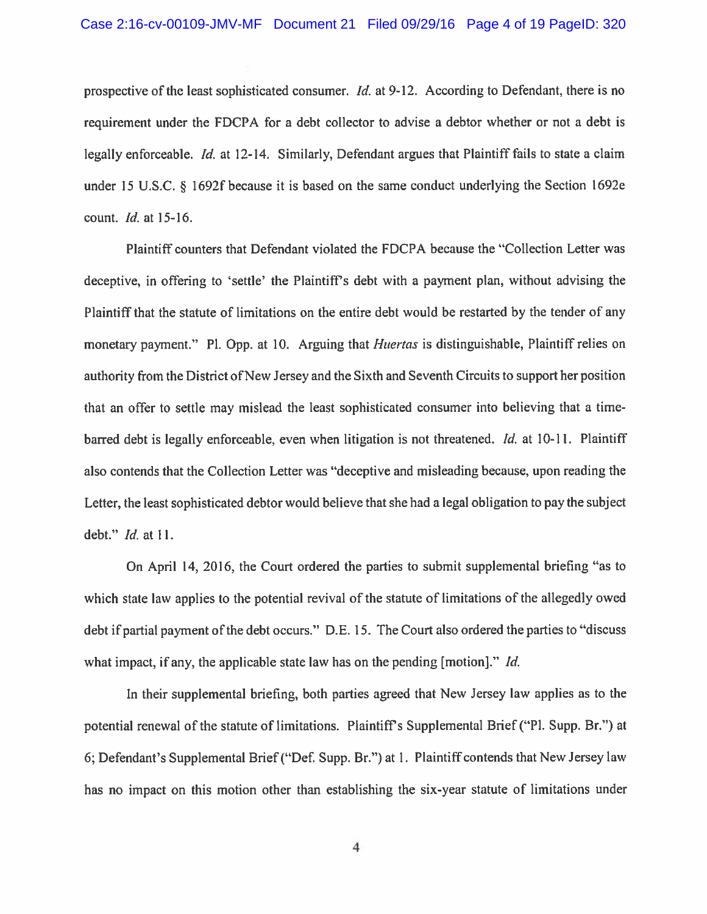prospective of the least sophisticated consumer. *Id.* at 9-12. According to Defendant, there is no requirement under the FDCPA for a debt collector to advise a debtor whether or not a debt is legally enforceable. *Id.* at 12-14. Similarly, Defendant argues that Plaintiff fails to state a claim under 15 U.S.C. § 1692f because it is based on the same conduct underlying the Section 1692e count. *Id.* at 15-16.

Plaintiff counters that Defendant violated the FDCPA because the "Collection Letter was deceptive, in offering to 'settle' the Plaintiff's debt with a payment plan, without advising the Plaintiff that the statute of limitations on the entire debt would be restarted by the tender of any monetary payment." Pl. Opp. at 10. Arguing that *Huertas* is distinguishable, Plaintiff relies on authority from the District of New Jersey and the Sixth and Seventh Circuits to support her position that an offer to settle may mislead the least sophisticated consumer into believing that a time-barred debt is legally enforceable, even when litigation is not threatened. *Id.* at 10-11. Plaintiff also contends that the Collection Letter was "deceptive and misleading because, upon reading the Letter, the least sophisticated debtor would believe that she had a legal obligation to pay the subject debt." *Id.* at 11.

On April 14, 2016, the Court ordered the parties to submit supplemental briefing "as to which state law applies to the potential revival of the statute of limitations of the allegedly owed debt if partial payment of the debt occurs." D.E. 15. The Court also ordered the parties to "discuss what impact, if any, the applicable state law has on the pending [motion]." *Id.*

In their supplemental briefing, both parties agreed that New Jersey law applies as to the potential renewal of the statute of limitations. Plaintiff's Supplemental Brief ("Pl. Supp. Br.") at 6; Defendant's Supplemental Brief ("Def. Supp. Br.") at 1. Plaintiff contends that New Jersey law has no impact on this motion other than establishing the six-year statute of limitations under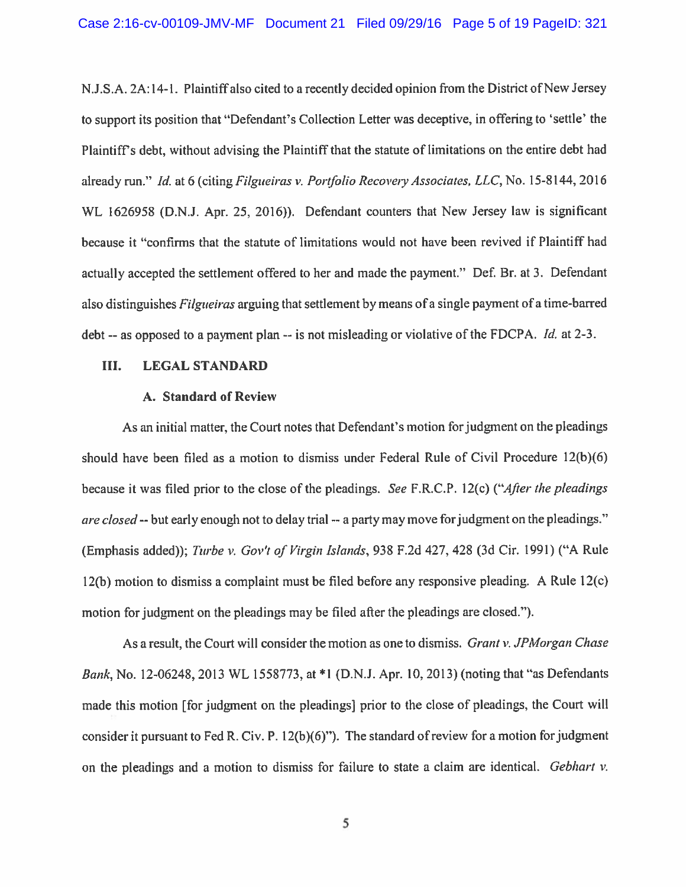N.J.S.A. 2A:14-1. Plaintiff also cited to a recently decided opinion from the District of New Jersey to support its position that "Defendant's Collection Letter was deceptive, in offering to 'settle' the Plaintiff's debt, without advising the Plaintiff that the statute of limitations on the entire debt had already run." *Id.* at 6 (citing *Filgueiras v. Portfolio Recovery Associates, LLC*, No. 15-8144, 2016 WL 1626958 (D.N.J. Apr. 25, 2016)). Defendant counters that New Jersey law is significant because it "confirms that the statute of limitations would not have been revived if Plaintiff had actually accepted the settlement offered to her and made the payment." Def. Br. at 3. Defendant also distinguishes *Filgueiras* arguing that settlement by means of a single payment of a time-barred debt -- as opposed to a payment plan -- is not misleading or violative of the FDCPA. *Id.* at 2-3.

## III. LEGAL STANDARD

### A. Standard of Review

As an initial matter, the Court notes that Defendant's motion for judgment on the pleadings should have been filed as a motion to dismiss under Federal Rule of Civil Procedure 12(b)(6) because it was filed prior to the close of the pleadings. *See* F.R.C.P. 12(c) ("*After the pleadings are closed* -- but early enough not to delay trial -- a party may move for judgment on the pleadings." (Emphasis added)); *Turbe v. Gov't of Virgin Islands*, 938 F.2d 427, 428 (3d Cir. 1991) ("A Rule 12(b) motion to dismiss a complaint must be filed before any responsive pleading. A Rule 12(c) motion for judgment on the pleadings may be filed after the pleadings are closed.").

As a result, the Court will consider the motion as one to dismiss. *Grant v. JPMorgan Chase Bank*, No. 12-06248, 2013 WL 1558773, at *1 (D.N.J. Apr. 10, 2013) (noting that "as Defendants made this motion [for judgment on the pleadings] prior to the close of pleadings, the Court will consider it pursuant to Fed R. Civ. P. 12(b)(6)"). The standard of review for a motion for judgment on the pleadings and a motion to dismiss for failure to state a claim are identical. *Gebhart v.*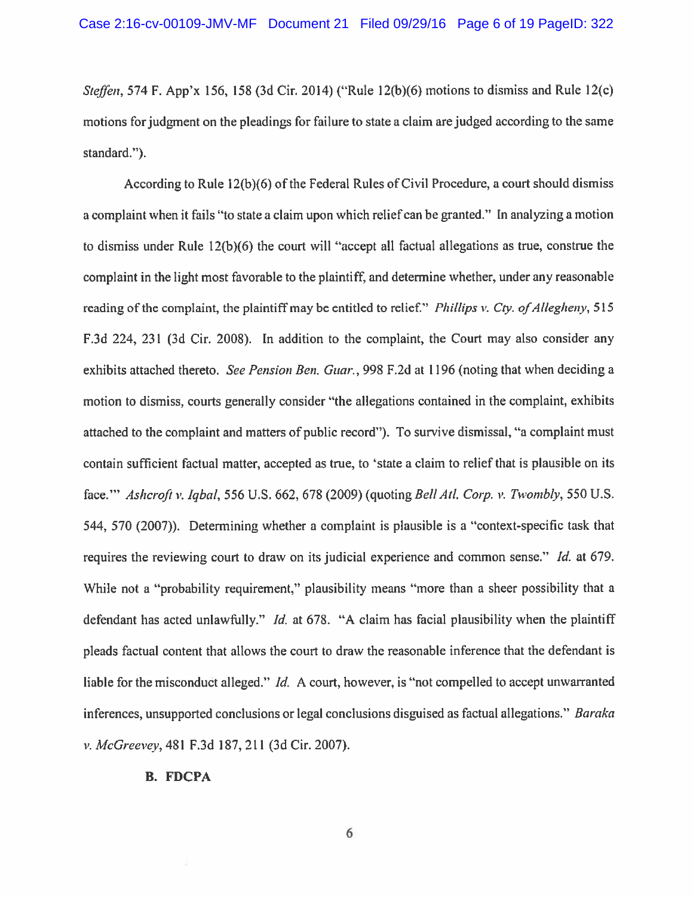*Steffen*, 574 F. App'x 156, 158 (3d Cir. 2014) ("Rule 12(b)(6) motions to dismiss and Rule 12(c) motions for judgment on the pleadings for failure to state a claim are judged according to the same standard.").

According to Rule 12(b)(6) of the Federal Rules of Civil Procedure, a court should dismiss a complaint when it fails "to state a claim upon which relief can be granted." In analyzing a motion to dismiss under Rule 12(b)(6) the court will "accept all factual allegations as true, construe the complaint in the light most favorable to the plaintiff, and determine whether, under any reasonable reading of the complaint, the plaintiff may be entitled to relief." *Phillips v. Cty. of Allegheny*, 515 F.3d 224, 231 (3d Cir. 2008). In addition to the complaint, the Court may also consider any exhibits attached thereto. *See Pension Ben. Guar.*, 998 F.2d at 1196 (noting that when deciding a motion to dismiss, courts generally consider "the allegations contained in the complaint, exhibits attached to the complaint and matters of public record"). To survive dismissal, "a complaint must contain sufficient factual matter, accepted as true, to 'state a claim to relief that is plausible on its face.'" *Ashcroft v. Iqbal*, 556 U.S. 662, 678 (2009) (quoting *Bell Atl. Corp. v. Twombly*, 550 U.S. 544, 570 (2007)). Determining whether a complaint is plausible is a "context-specific task that requires the reviewing court to draw on its judicial experience and common sense." *Id.* at 679. While not a "probability requirement," plausibility means "more than a sheer possibility that a defendant has acted unlawfully." *Id.* at 678. "A claim has facial plausibility when the plaintiff pleads factual content that allows the court to draw the reasonable inference that the defendant is liable for the misconduct alleged." *Id.* A court, however, is "not compelled to accept unwarranted inferences, unsupported conclusions or legal conclusions disguised as factual allegations." *Baraka v. McGreevey*, 481 F.3d 187, 211 (3d Cir. 2007).

**B. FDCPA**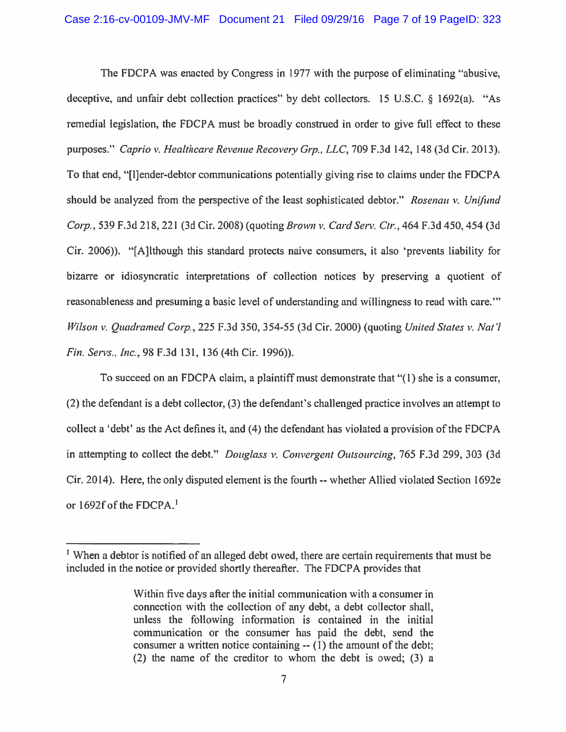The FDCPA was enacted by Congress in 1977 with the purpose of eliminating "abusive, deceptive, and unfair debt collection practices" by debt collectors. 15 U.S.C. § 1692(a). "As remedial legislation, the FDCPA must be broadly construed in order to give full effect to these purposes." *Caprio v. Healthcare Revenue Recovery Grp., LLC*, 709 F.3d 142, 148 (3d Cir. 2013). To that end, "[l]ender-debtor communications potentially giving rise to claims under the FDCPA should be analyzed from the perspective of the least sophisticated debtor." *Rosenau v. Unifund Corp.*, 539 F.3d 218, 221 (3d Cir. 2008) (quoting *Brown v. Card Serv. Ctr.*, 464 F.3d 450, 454 (3d Cir. 2006)). "[A]lthough this standard protects naive consumers, it also 'prevents liability for bizarre or idiosyncratic interpretations of collection notices by preserving a quotient of reasonableness and presuming a basic level of understanding and willingness to read with care.'" *Wilson v. Quadramed Corp.*, 225 F.3d 350, 354-55 (3d Cir. 2000) (quoting *United States v. Nat'l Fin. Servs., Inc.*, 98 F.3d 131, 136 (4th Cir. 1996)).

To succeed on an FDCPA claim, a plaintiff must demonstrate that "(1) she is a consumer, (2) the defendant is a debt collector, (3) the defendant's challenged practice involves an attempt to collect a 'debt' as the Act defines it, and (4) the defendant has violated a provision of the FDCPA in attempting to collect the debt." *Douglass v. Convergent Outsourcing*, 765 F.3d 299, 303 (3d Cir. 2014). Here, the only disputed element is the fourth -- whether Allied violated Section 1692e or 1692f of the FDCPA.[1]

---

[1] When a debtor is notified of an alleged debt owed, there are certain requirements that must be included in the notice or provided shortly thereafter. The FDCPA provides that

> Within five days after the initial communication with a consumer in connection with the collection of any debt, a debt collector shall, unless the following information is contained in the initial communication or the consumer has paid the debt, send the consumer a written notice containing -- (1) the amount of the debt; (2) the name of the creditor to whom the debt is owed; (3) a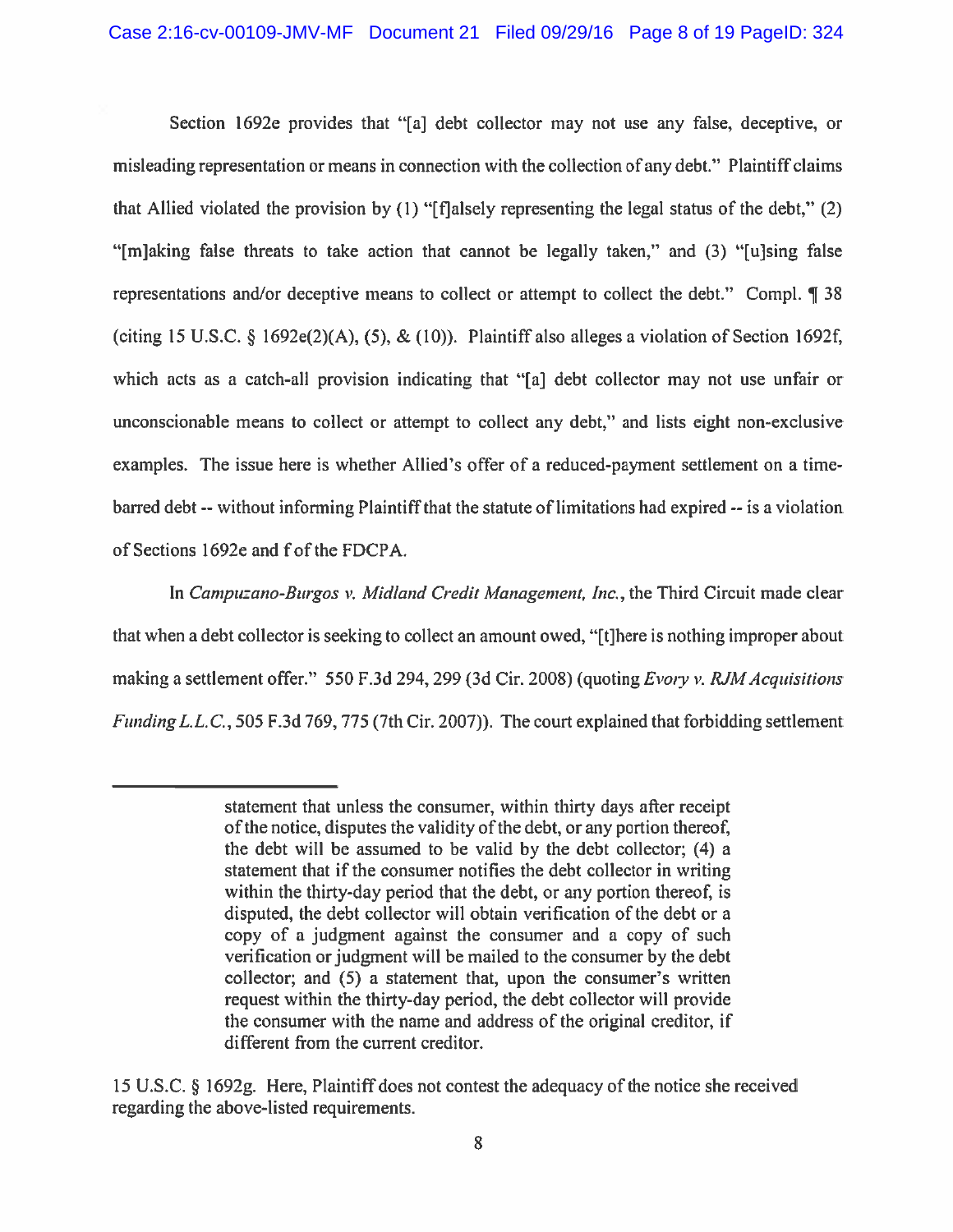Section 1692e provides that "[a] debt collector may not use any false, deceptive, or misleading representation or means in connection with the collection of any debt." Plaintiff claims that Allied violated the provision by (1) "[f]alsely representing the legal status of the debt," (2) "[m]aking false threats to take action that cannot be legally taken," and (3) "[u]sing false representations and/or deceptive means to collect or attempt to collect the debt." Compl. ¶ 38 (citing 15 U.S.C. § 1692e(2)(A), (5), & (10)). Plaintiff also alleges a violation of Section 1692f, which acts as a catch-all provision indicating that "[a] debt collector may not use unfair or unconscionable means to collect or attempt to collect any debt," and lists eight non-exclusive examples. The issue here is whether Allied's offer of a reduced-payment settlement on a time-barred debt -- without informing Plaintiff that the statute of limitations had expired -- is a violation of Sections 1692e and f of the FDCPA.

In *Campuzano-Burgos v. Midland Credit Management, Inc.*, the Third Circuit made clear that when a debt collector is seeking to collect an amount owed, "[t]here is nothing improper about making a settlement offer." 550 F.3d 294, 299 (3d Cir. 2008) (quoting *Evory v. RJM Acquisitions Funding L.L.C.*, 505 F.3d 769, 775 (7th Cir. 2007)). The court explained that forbidding settlement

---

> statement that unless the consumer, within thirty days after receipt of the notice, disputes the validity of the debt, or any portion thereof, the debt will be assumed to be valid by the debt collector; (4) a statement that if the consumer notifies the debt collector in writing within the thirty-day period that the debt, or any portion thereof, is disputed, the debt collector will obtain verification of the debt or a copy of a judgment against the consumer and a copy of such verification or judgment will be mailed to the consumer by the debt collector; and (5) a statement that, upon the consumer's written request within the thirty-day period, the debt collector will provide the consumer with the name and address of the original creditor, if different from the current creditor.

15 U.S.C. § 1692g. Here, Plaintiff does not contest the adequacy of the notice she received regarding the above-listed requirements.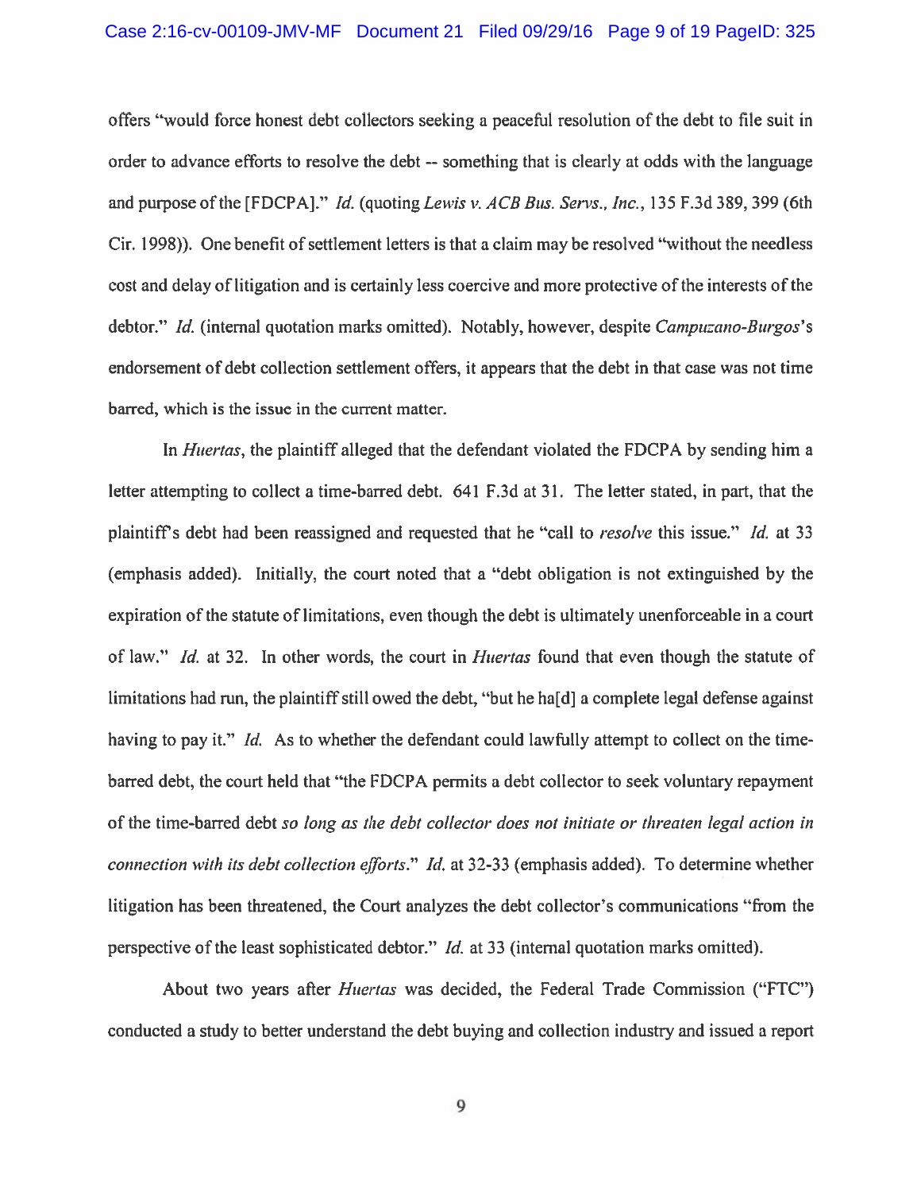offers "would force honest debt collectors seeking a peaceful resolution of the debt to file suit in order to advance efforts to resolve the debt -- something that is clearly at odds with the language and purpose of the [FDCPA]." *Id.* (quoting *Lewis v. ACB Bus. Servs., Inc.*, 135 F.3d 389, 399 (6th Cir. 1998)). One benefit of settlement letters is that a claim may be resolved "without the needless cost and delay of litigation and is certainly less coercive and more protective of the interests of the debtor." *Id.* (internal quotation marks omitted). Notably, however, despite *Campuzano-Burgos*'s endorsement of debt collection settlement offers, it appears that the debt in that case was not time barred, which is the issue in the current matter.

In *Huertas*, the plaintiff alleged that the defendant violated the FDCPA by sending him a letter attempting to collect a time-barred debt. 641 F.3d at 31. The letter stated, in part, that the plaintiff's debt had been reassigned and requested that he "call to *resolve* this issue." *Id.* at 33 (emphasis added). Initially, the court noted that a "debt obligation is not extinguished by the expiration of the statute of limitations, even though the debt is ultimately unenforceable in a court of law." *Id.* at 32. In other words, the court in *Huertas* found that even though the statute of limitations had run, the plaintiff still owed the debt, "but he ha[d] a complete legal defense against having to pay it." *Id.* As to whether the defendant could lawfully attempt to collect on the time-barred debt, the court held that "the FDCPA permits a debt collector to seek voluntary repayment of the time-barred debt *so long as the debt collector does not initiate or threaten legal action in connection with its debt collection efforts*." *Id.* at 32-33 (emphasis added). To determine whether litigation has been threatened, the Court analyzes the debt collector's communications "from the perspective of the least sophisticated debtor." *Id.* at 33 (internal quotation marks omitted).

About two years after *Huertas* was decided, the Federal Trade Commission ("FTC") conducted a study to better understand the debt buying and collection industry and issued a report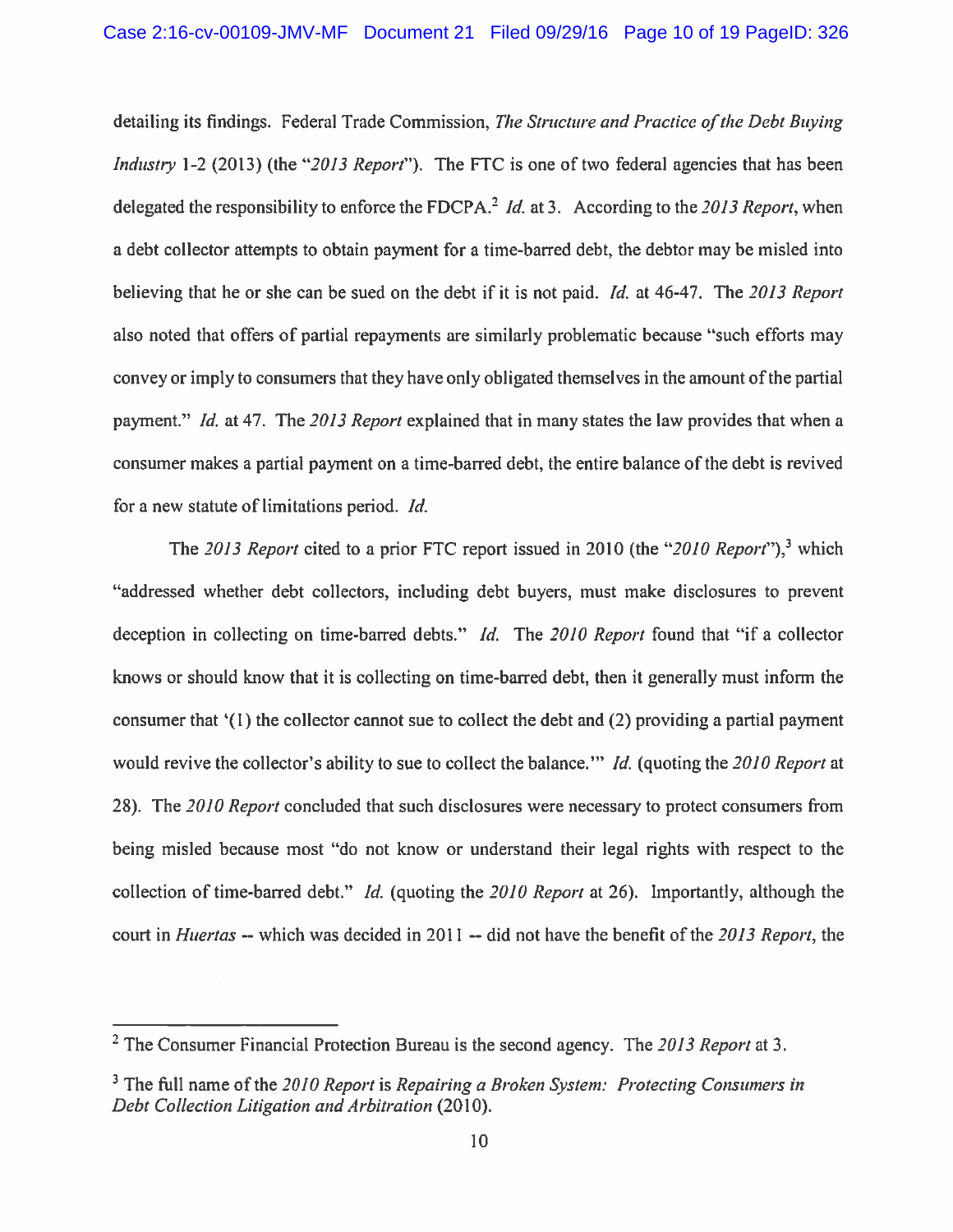detailing its findings. Federal Trade Commission, *The Structure and Practice of the Debt Buying Industry* 1-2 (2013) (the "*2013 Report*"). The FTC is one of two federal agencies that has been delegated the responsibility to enforce the FDCPA.[2] *Id.* at 3. According to the *2013 Report*, when a debt collector attempts to obtain payment for a time-barred debt, the debtor may be misled into believing that he or she can be sued on the debt if it is not paid. *Id.* at 46-47. The *2013 Report* also noted that offers of partial repayments are similarly problematic because "such efforts may convey or imply to consumers that they have only obligated themselves in the amount of the partial payment." *Id.* at 47. The *2013 Report* explained that in many states the law provides that when a consumer makes a partial payment on a time-barred debt, the entire balance of the debt is revived for a new statute of limitations period. *Id.*

The *2013 Report* cited to a prior FTC report issued in 2010 (the "*2010 Report*"),[3] which "addressed whether debt collectors, including debt buyers, must make disclosures to prevent deception in collecting on time-barred debts." *Id.* The *2010 Report* found that "if a collector knows or should know that it is collecting on time-barred debt, then it generally must inform the consumer that '(1) the collector cannot sue to collect the debt and (2) providing a partial payment would revive the collector's ability to sue to collect the balance.'" *Id.* (quoting the *2010 Report* at 28). The *2010 Report* concluded that such disclosures were necessary to protect consumers from being misled because most "do not know or understand their legal rights with respect to the collection of time-barred debt." *Id.* (quoting the *2010 Report* at 26). Importantly, although the court in *Huertas* -- which was decided in 2011 -- did not have the benefit of the *2013 Report*, the

---

[2] The Consumer Financial Protection Bureau is the second agency. The *2013 Report* at 3.

[3] The full name of the *2010 Report* is *Repairing a Broken System: Protecting Consumers in Debt Collection Litigation and Arbitration* (2010).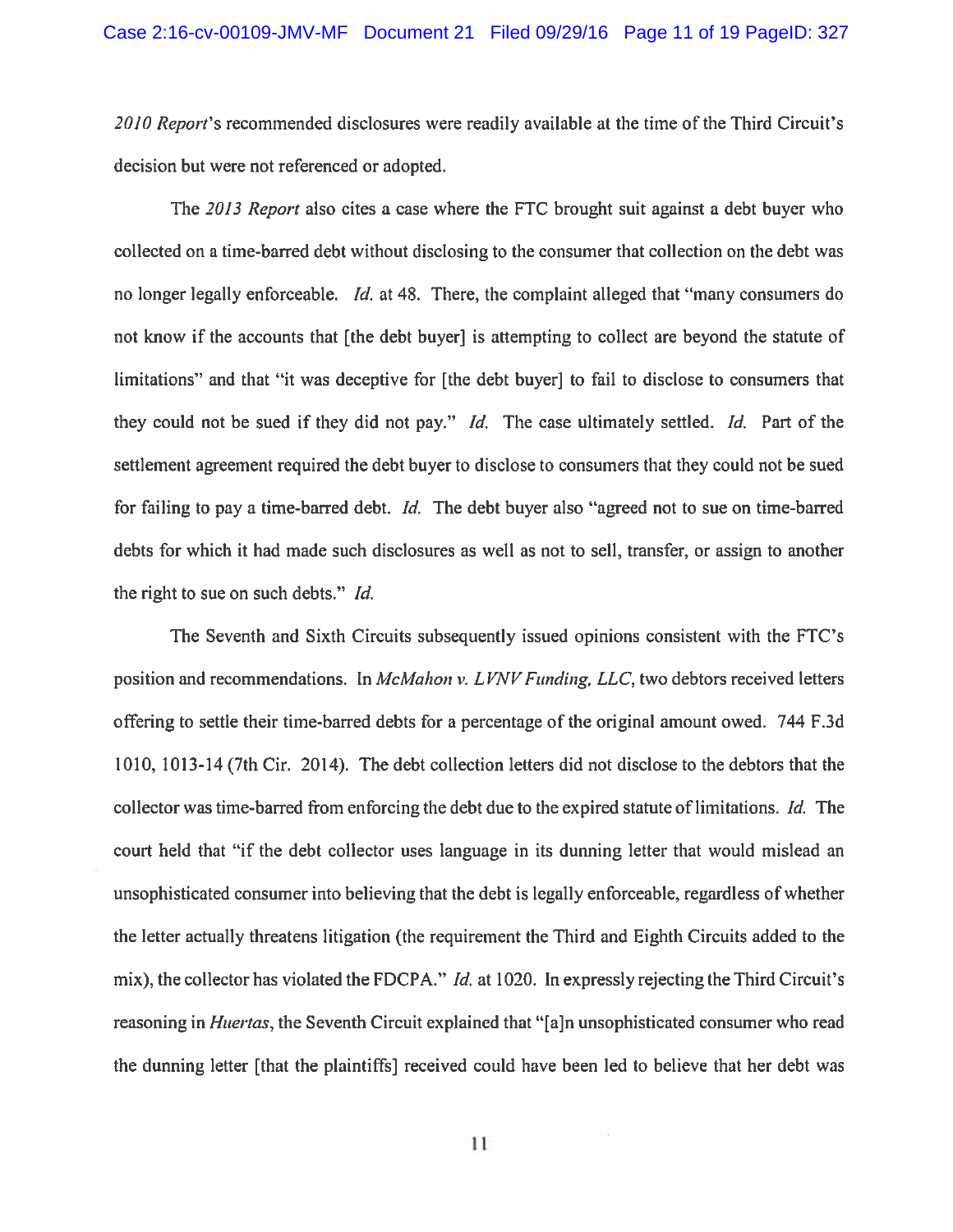*2010 Report*'s recommended disclosures were readily available at the time of the Third Circuit's decision but were not referenced or adopted.

The *2013 Report* also cites a case where the FTC brought suit against a debt buyer who collected on a time-barred debt without disclosing to the consumer that collection on the debt was no longer legally enforceable. *Id.* at 48. There, the complaint alleged that "many consumers do not know if the accounts that [the debt buyer] is attempting to collect are beyond the statute of limitations" and that "it was deceptive for [the debt buyer] to fail to disclose to consumers that they could not be sued if they did not pay." *Id.* The case ultimately settled. *Id.* Part of the settlement agreement required the debt buyer to disclose to consumers that they could not be sued for failing to pay a time-barred debt. *Id.* The debt buyer also "agreed not to sue on time-barred debts for which it had made such disclosures as well as not to sell, transfer, or assign to another the right to sue on such debts." *Id.*

The Seventh and Sixth Circuits subsequently issued opinions consistent with the FTC's position and recommendations. In *McMahon v. LVNV Funding, LLC*, two debtors received letters offering to settle their time-barred debts for a percentage of the original amount owed. 744 F.3d 1010, 1013-14 (7th Cir. 2014). The debt collection letters did not disclose to the debtors that the collector was time-barred from enforcing the debt due to the expired statute of limitations. *Id.* The court held that "if the debt collector uses language in its dunning letter that would mislead an unsophisticated consumer into believing that the debt is legally enforceable, regardless of whether the letter actually threatens litigation (the requirement the Third and Eighth Circuits added to the mix), the collector has violated the FDCPA." *Id.* at 1020. In expressly rejecting the Third Circuit's reasoning in *Huertas*, the Seventh Circuit explained that "[a]n unsophisticated consumer who read the dunning letter [that the plaintiffs] received could have been led to believe that her debt was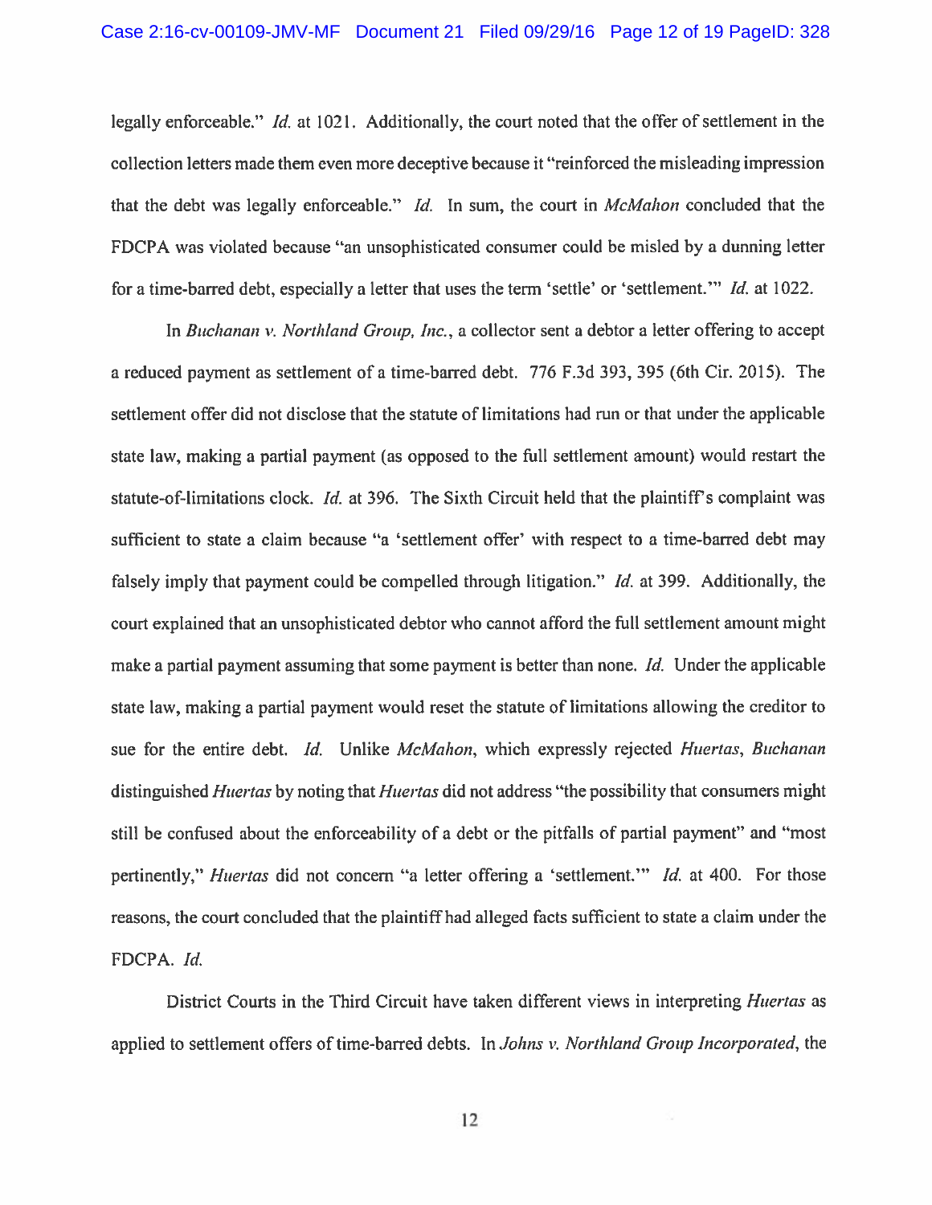legally enforceable." *Id.* at 1021. Additionally, the court noted that the offer of settlement in the collection letters made them even more deceptive because it "reinforced the misleading impression that the debt was legally enforceable." *Id.* In sum, the court in *McMahon* concluded that the FDCPA was violated because "an unsophisticated consumer could be misled by a dunning letter for a time-barred debt, especially a letter that uses the term 'settle' or 'settlement.'" *Id.* at 1022.

In *Buchanan v. Northland Group, Inc.*, a collector sent a debtor a letter offering to accept a reduced payment as settlement of a time-barred debt. 776 F.3d 393, 395 (6th Cir. 2015). The settlement offer did not disclose that the statute of limitations had run or that under the applicable state law, making a partial payment (as opposed to the full settlement amount) would restart the statute-of-limitations clock. *Id.* at 396. The Sixth Circuit held that the plaintiff's complaint was sufficient to state a claim because "a 'settlement offer' with respect to a time-barred debt may falsely imply that payment could be compelled through litigation." *Id.* at 399. Additionally, the court explained that an unsophisticated debtor who cannot afford the full settlement amount might make a partial payment assuming that some payment is better than none. *Id.* Under the applicable state law, making a partial payment would reset the statute of limitations allowing the creditor to sue for the entire debt. *Id.* Unlike *McMahon*, which expressly rejected *Huertas*, *Buchanan* distinguished *Huertas* by noting that *Huertas* did not address "the possibility that consumers might still be confused about the enforceability of a debt or the pitfalls of partial payment" and "most pertinently," *Huertas* did not concern "a letter offering a 'settlement.'" *Id.* at 400. For those reasons, the court concluded that the plaintiff had alleged facts sufficient to state a claim under the FDCPA. *Id.*

District Courts in the Third Circuit have taken different views in interpreting *Huertas* as applied to settlement offers of time-barred debts. In *Johns v. Northland Group Incorporated*, the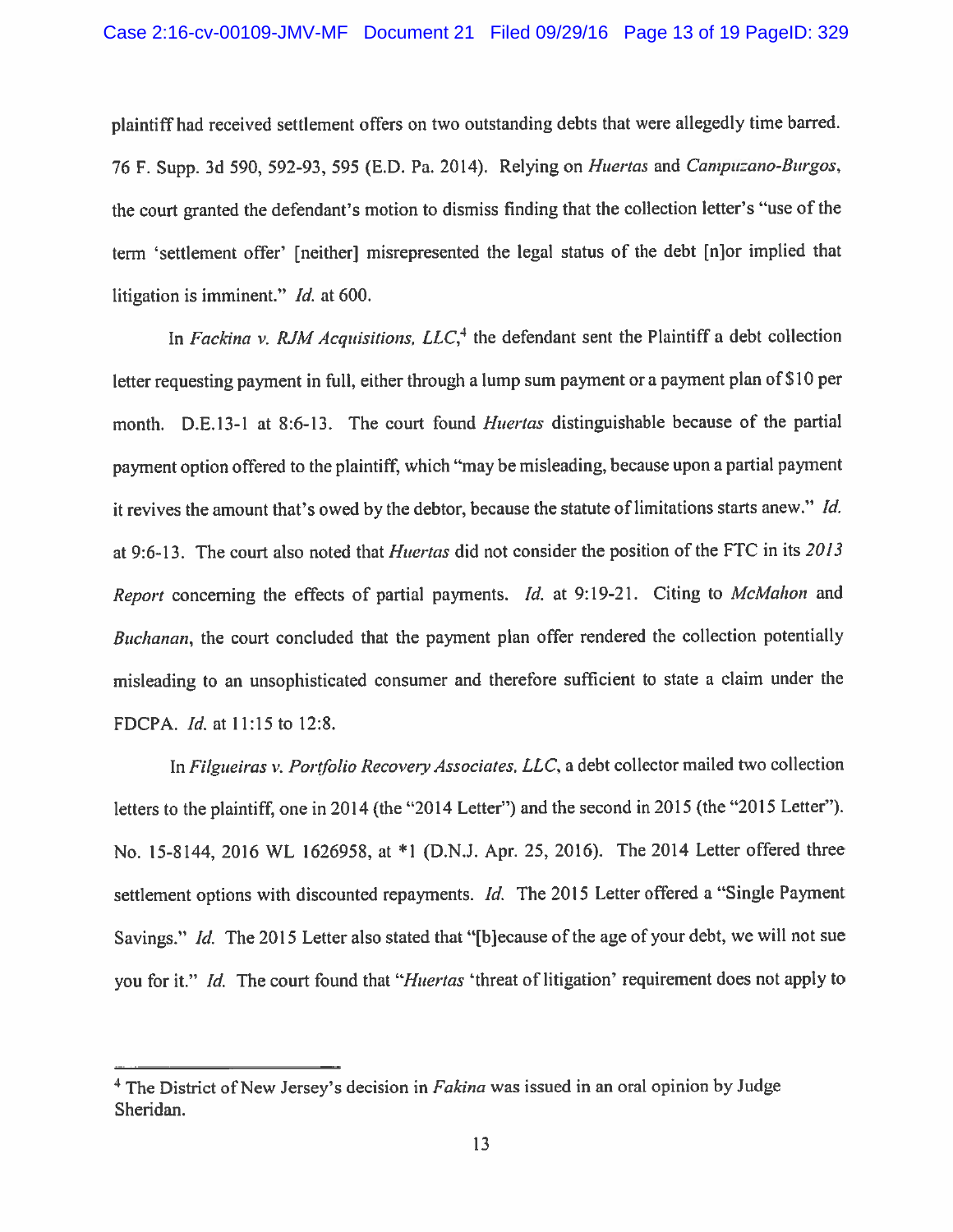plaintiff had received settlement offers on two outstanding debts that were allegedly time barred. 76 F. Supp. 3d 590, 592-93, 595 (E.D. Pa. 2014). Relying on *Huertas* and *Campuzano-Burgos*, the court granted the defendant's motion to dismiss finding that the collection letter's "use of the term 'settlement offer' [neither] misrepresented the legal status of the debt [n]or implied that litigation is imminent." *Id.* at 600.

In *Fackina v. RJM Acquisitions, LLC*,[4] the defendant sent the Plaintiff a debt collection letter requesting payment in full, either through a lump sum payment or a payment plan of $10 per month. D.E.13-1 at 8:6-13. The court found *Huertas* distinguishable because of the partial payment option offered to the plaintiff, which "may be misleading, because upon a partial payment it revives the amount that's owed by the debtor, because the statute of limitations starts anew." *Id.* at 9:6-13. The court also noted that *Huertas* did not consider the position of the FTC in its *2013 Report* concerning the effects of partial payments. *Id.* at 9:19-21. Citing to *McMahon* and *Buchanan*, the court concluded that the payment plan offer rendered the collection potentially misleading to an unsophisticated consumer and therefore sufficient to state a claim under the FDCPA. *Id.* at 11:15 to 12:8.

In *Filgueiras v. Portfolio Recovery Associates, LLC*, a debt collector mailed two collection letters to the plaintiff, one in 2014 (the "2014 Letter") and the second in 2015 (the "2015 Letter"). No. 15-8144, 2016 WL 1626958, at *1 (D.N.J. Apr. 25, 2016). The 2014 Letter offered three settlement options with discounted repayments. *Id.* The 2015 Letter offered a "Single Payment Savings." *Id.* The 2015 Letter also stated that "[b]ecause of the age of your debt, we will not sue you for it." *Id.* The court found that "*Huertas* 'threat of litigation' requirement does not apply to

---

[4] The District of New Jersey's decision in *Fakina* was issued in an oral opinion by Judge Sheridan.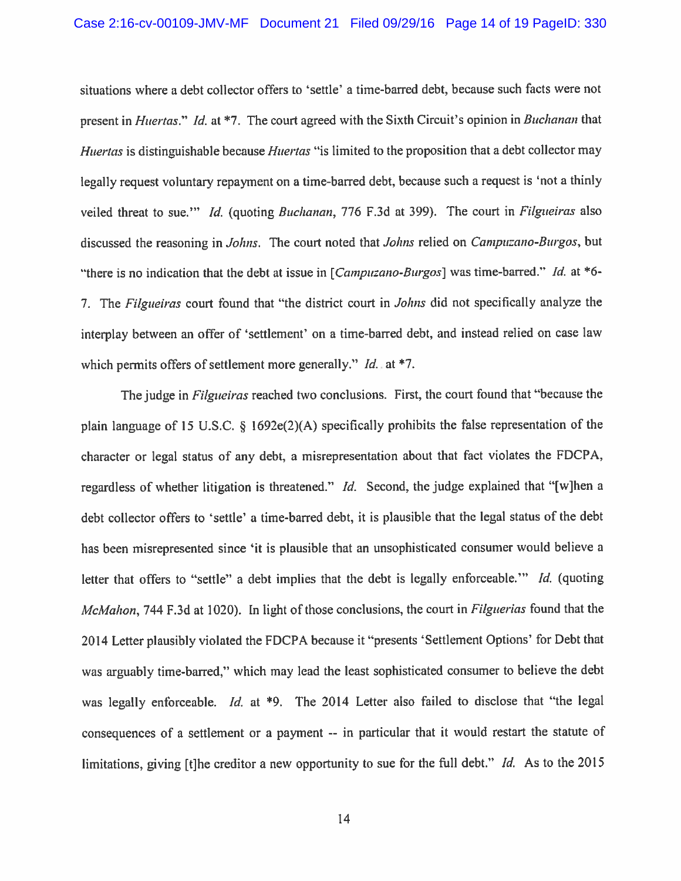situations where a debt collector offers to 'settle' a time-barred debt, because such facts were not present in *Huertas*." *Id.* at *7. The court agreed with the Sixth Circuit's opinion in *Buchanan* that *Huertas* is distinguishable because *Huertas* "is limited to the proposition that a debt collector may legally request voluntary repayment on a time-barred debt, because such a request is 'not a thinly veiled threat to sue.'" *Id.* (quoting *Buchanan*, 776 F.3d at 399). The court in *Filgueiras* also discussed the reasoning in *Johns*. The court noted that *Johns* relied on *Campuzano-Burgos*, but "there is no indication that the debt at issue in [*Campuzano-Burgos*] was time-barred." *Id.* at *6-7. The *Filgueiras* court found that "the district court in *Johns* did not specifically analyze the interplay between an offer of 'settlement' on a time-barred debt, and instead relied on case law which permits offers of settlement more generally." *Id.* at *7.

The judge in *Filgueiras* reached two conclusions. First, the court found that "because the plain language of 15 U.S.C. § 1692e(2)(A) specifically prohibits the false representation of the character or legal status of any debt, a misrepresentation about that fact violates the FDCPA, regardless of whether litigation is threatened." *Id.* Second, the judge explained that "[w]hen a debt collector offers to 'settle' a time-barred debt, it is plausible that the legal status of the debt has been misrepresented since 'it is plausible that an unsophisticated consumer would believe a letter that offers to "settle" a debt implies that the debt is legally enforceable.'" *Id.* (quoting *McMahon*, 744 F.3d at 1020). In light of those conclusions, the court in *Filguerias* found that the 2014 Letter plausibly violated the FDCPA because it "presents 'Settlement Options' for Debt that was arguably time-barred," which may lead the least sophisticated consumer to believe the debt was legally enforceable. *Id.* at *9. The 2014 Letter also failed to disclose that "the legal consequences of a settlement or a payment -- in particular that it would restart the statute of limitations, giving [t]he creditor a new opportunity to sue for the full debt." *Id.* As to the 2015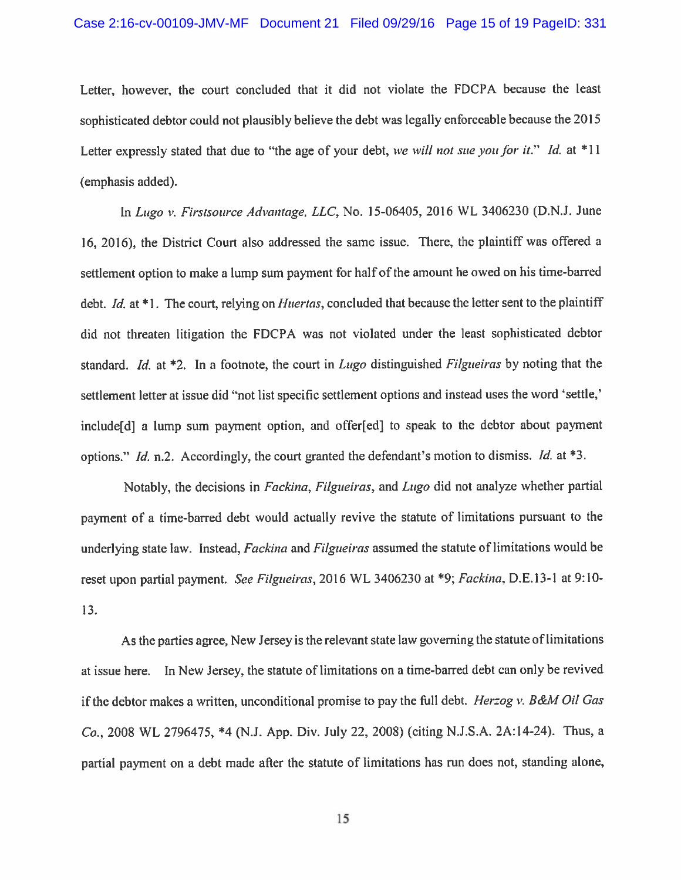Letter, however, the court concluded that it did not violate the FDCPA because the least sophisticated debtor could not plausibly believe the debt was legally enforceable because the 2015 Letter expressly stated that due to "the age of your debt, *we will not sue you for it*." *Id.* at *11 (emphasis added).

In *Lugo v. Firstsource Advantage, LLC*, No. 15-06405, 2016 WL 3406230 (D.N.J. June 16, 2016), the District Court also addressed the same issue. There, the plaintiff was offered a settlement option to make a lump sum payment for half of the amount he owed on his time-barred debt. *Id.* at *1. The court, relying on *Huertas*, concluded that because the letter sent to the plaintiff did not threaten litigation the FDCPA was not violated under the least sophisticated debtor standard. *Id.* at *2. In a footnote, the court in *Lugo* distinguished *Filgueiras* by noting that the settlement letter at issue did "not list specific settlement options and instead uses the word 'settle,' include[d] a lump sum payment option, and offer[ed] to speak to the debtor about payment options." *Id.* n.2. Accordingly, the court granted the defendant's motion to dismiss. *Id.* at *3.

Notably, the decisions in *Fackina*, *Filgueiras*, and *Lugo* did not analyze whether partial payment of a time-barred debt would actually revive the statute of limitations pursuant to the underlying state law. Instead, *Fackina* and *Filgueiras* assumed the statute of limitations would be reset upon partial payment. *See Filgueiras*, 2016 WL 3406230 at *9; *Fackina*, D.E.13-1 at 9:10-13.

As the parties agree, New Jersey is the relevant state law governing the statute of limitations at issue here. In New Jersey, the statute of limitations on a time-barred debt can only be revived if the debtor makes a written, unconditional promise to pay the full debt. *Herzog v. B&M Oil Gas Co.*, 2008 WL 2796475, *4 (N.J. App. Div. July 22, 2008) (citing N.J.S.A. 2A:14-24). Thus, a partial payment on a debt made after the statute of limitations has run does not, standing alone,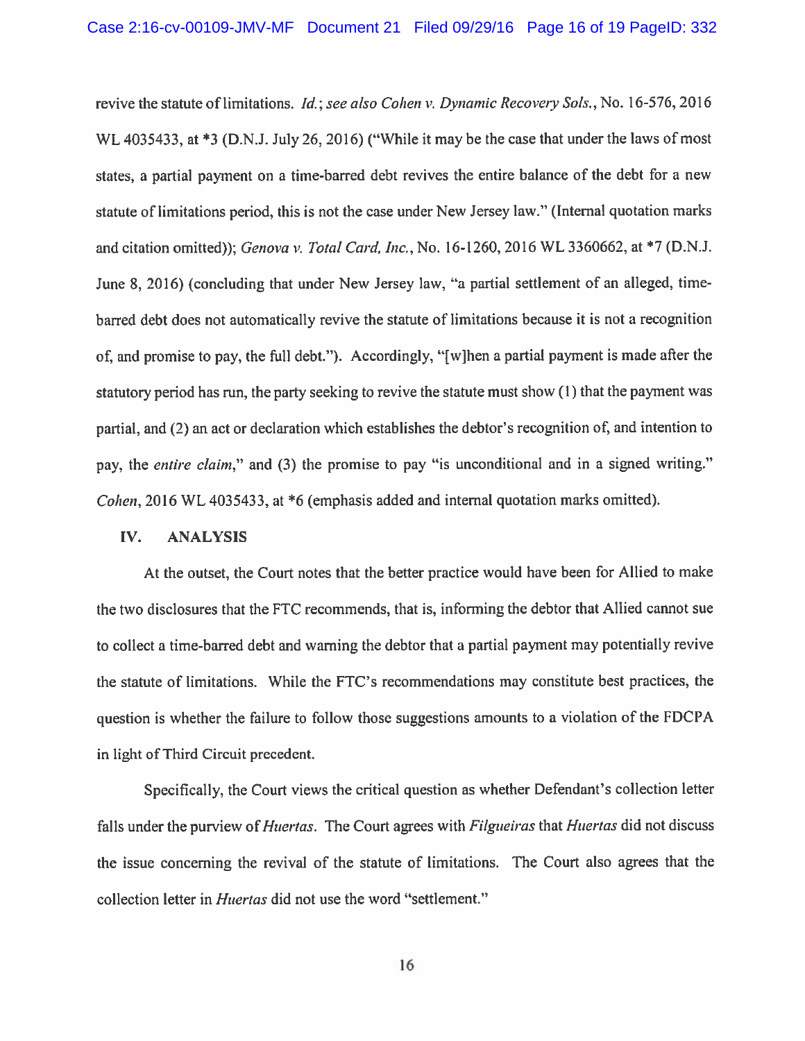revive the statute of limitations. *Id.*; *see also Cohen v. Dynamic Recovery Sols.*, No. 16-576, 2016 WL 4035433, at *3 (D.N.J. July 26, 2016) ("While it may be the case that under the laws of most states, a partial payment on a time-barred debt revives the entire balance of the debt for a new statute of limitations period, this is not the case under New Jersey law." (Internal quotation marks and citation omitted)); *Genova v. Total Card, Inc.*, No. 16-1260, 2016 WL 3360662, at *7 (D.N.J. June 8, 2016) (concluding that under New Jersey law, "a partial settlement of an alleged, time-barred debt does not automatically revive the statute of limitations because it is not a recognition of, and promise to pay, the full debt."). Accordingly, "[w]hen a partial payment is made after the statutory period has run, the party seeking to revive the statute must show (1) that the payment was partial, and (2) an act or declaration which establishes the debtor's recognition of, and intention to pay, the *entire claim*," and (3) the promise to pay "is unconditional and in a signed writing." *Cohen*, 2016 WL 4035433, at *6 (emphasis added and internal quotation marks omitted).

## IV. ANALYSIS

At the outset, the Court notes that the better practice would have been for Allied to make the two disclosures that the FTC recommends, that is, informing the debtor that Allied cannot sue to collect a time-barred debt and warning the debtor that a partial payment may potentially revive the statute of limitations. While the FTC's recommendations may constitute best practices, the question is whether the failure to follow those suggestions amounts to a violation of the FDCPA in light of Third Circuit precedent.

Specifically, the Court views the critical question as whether Defendant's collection letter falls under the purview of *Huertas*. The Court agrees with *Filgueiras* that *Huertas* did not discuss the issue concerning the revival of the statute of limitations. The Court also agrees that the collection letter in *Huertas* did not use the word "settlement."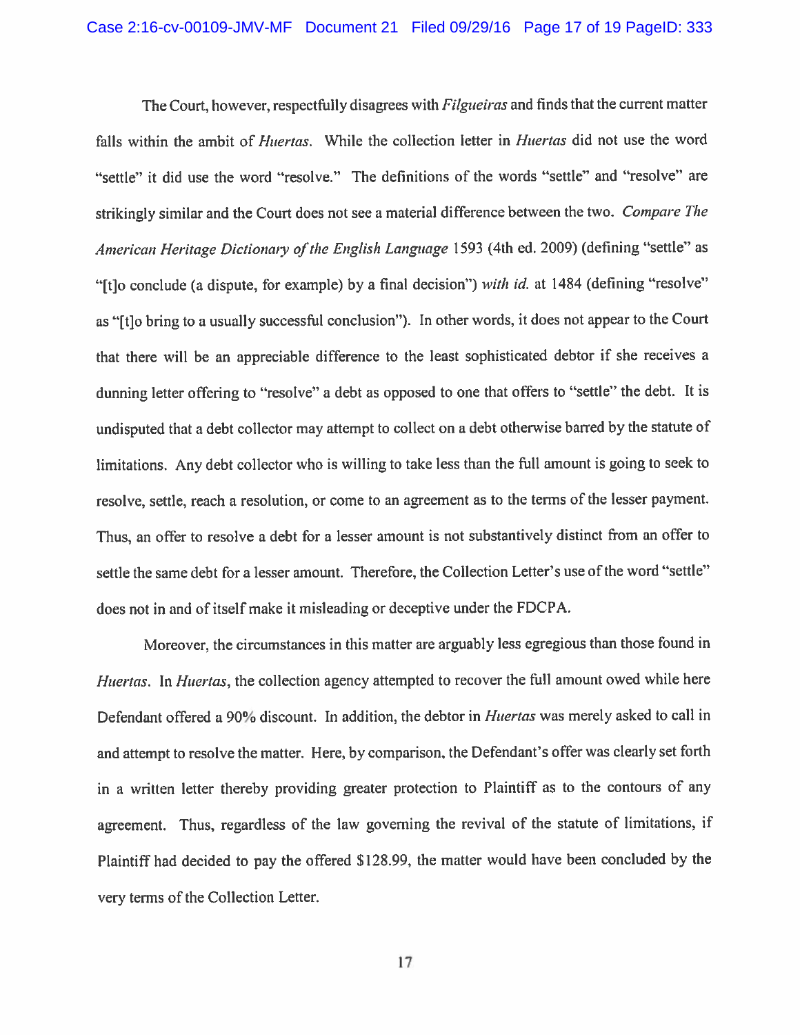The Court, however, respectfully disagrees with *Filgueiras* and finds that the current matter falls within the ambit of *Huertas*. While the collection letter in *Huertas* did not use the word "settle" it did use the word "resolve." The definitions of the words "settle" and "resolve" are strikingly similar and the Court does not see a material difference between the two. *Compare The American Heritage Dictionary of the English Language* 1593 (4th ed. 2009) (defining "settle" as "[t]o conclude (a dispute, for example) by a final decision") *with id.* at 1484 (defining "resolve" as "[t]o bring to a usually successful conclusion"). In other words, it does not appear to the Court that there will be an appreciable difference to the least sophisticated debtor if she receives a dunning letter offering to "resolve" a debt as opposed to one that offers to "settle" the debt. It is undisputed that a debt collector may attempt to collect on a debt otherwise barred by the statute of limitations. Any debt collector who is willing to take less than the full amount is going to seek to resolve, settle, reach a resolution, or come to an agreement as to the terms of the lesser payment. Thus, an offer to resolve a debt for a lesser amount is not substantively distinct from an offer to settle the same debt for a lesser amount. Therefore, the Collection Letter's use of the word "settle" does not in and of itself make it misleading or deceptive under the FDCPA.

Moreover, the circumstances in this matter are arguably less egregious than those found in *Huertas*. In *Huertas*, the collection agency attempted to recover the full amount owed while here Defendant offered a 90% discount. In addition, the debtor in *Huertas* was merely asked to call in and attempt to resolve the matter. Here, by comparison, the Defendant's offer was clearly set forth in a written letter thereby providing greater protection to Plaintiff as to the contours of any agreement. Thus, regardless of the law governing the revival of the statute of limitations, if Plaintiff had decided to pay the offered $128.99, the matter would have been concluded by the very terms of the Collection Letter.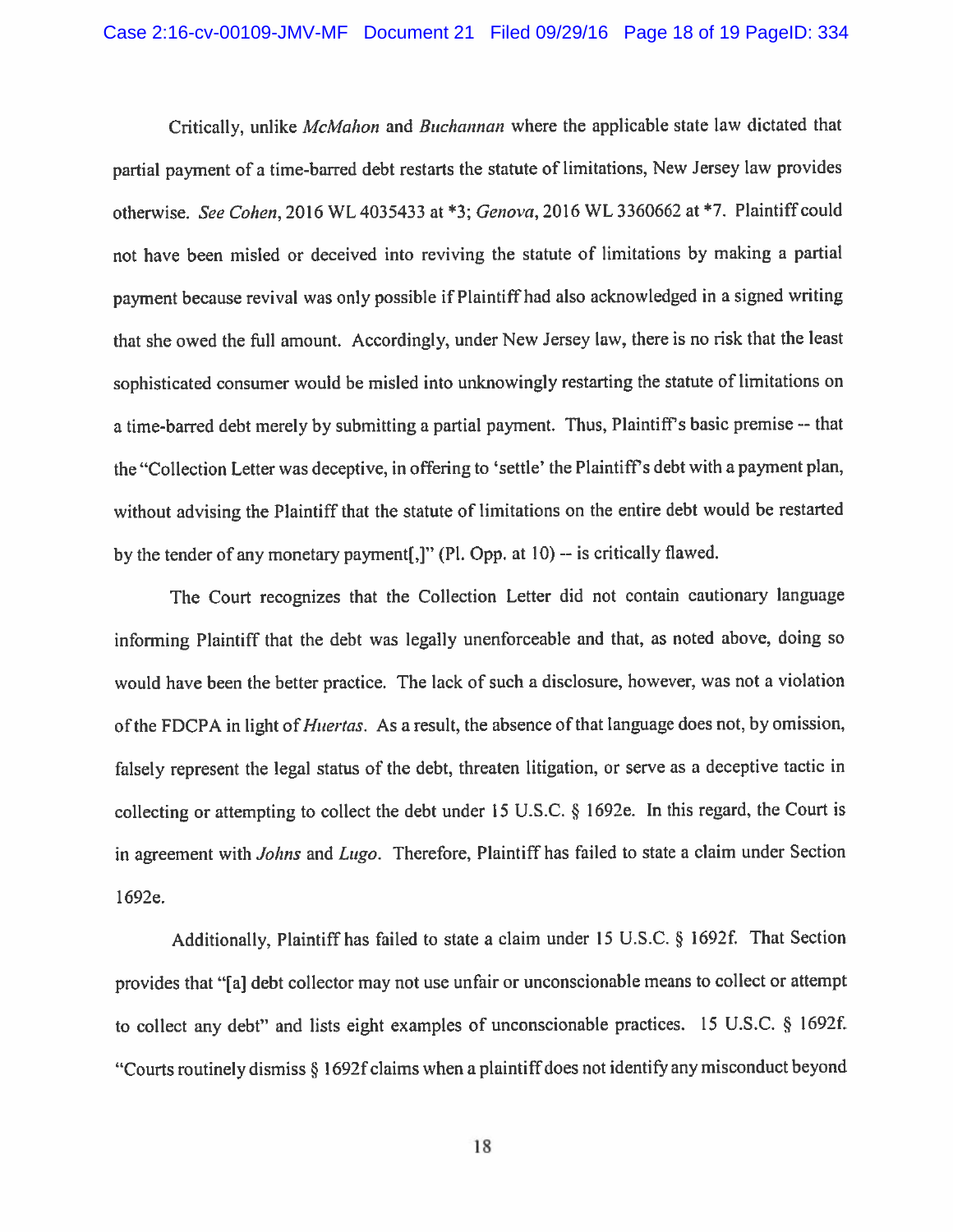Critically, unlike *McMahon* and *Buchannan* where the applicable state law dictated that partial payment of a time-barred debt restarts the statute of limitations, New Jersey law provides otherwise. *See Cohen*, 2016 WL 4035433 at *3; *Genova*, 2016 WL 3360662 at *7. Plaintiff could not have been misled or deceived into reviving the statute of limitations by making a partial payment because revival was only possible if Plaintiff had also acknowledged in a signed writing that she owed the full amount. Accordingly, under New Jersey law, there is no risk that the least sophisticated consumer would be misled into unknowingly restarting the statute of limitations on a time-barred debt merely by submitting a partial payment. Thus, Plaintiff's basic premise -- that the "Collection Letter was deceptive, in offering to 'settle' the Plaintiff's debt with a payment plan, without advising the Plaintiff that the statute of limitations on the entire debt would be restarted by the tender of any monetary payment[,]" (Pl. Opp. at 10) -- is critically flawed.

The Court recognizes that the Collection Letter did not contain cautionary language informing Plaintiff that the debt was legally unenforceable and that, as noted above, doing so would have been the better practice. The lack of such a disclosure, however, was not a violation of the FDCPA in light of *Huertas*. As a result, the absence of that language does not, by omission, falsely represent the legal status of the debt, threaten litigation, or serve as a deceptive tactic in collecting or attempting to collect the debt under 15 U.S.C. § 1692e. In this regard, the Court is in agreement with *Johns* and *Lugo*. Therefore, Plaintiff has failed to state a claim under Section 1692e.

Additionally, Plaintiff has failed to state a claim under 15 U.S.C. § 1692f. That Section provides that "[a] debt collector may not use unfair or unconscionable means to collect or attempt to collect any debt" and lists eight examples of unconscionable practices. 15 U.S.C. § 1692f. "Courts routinely dismiss § 1692f claims when a plaintiff does not identify any misconduct beyond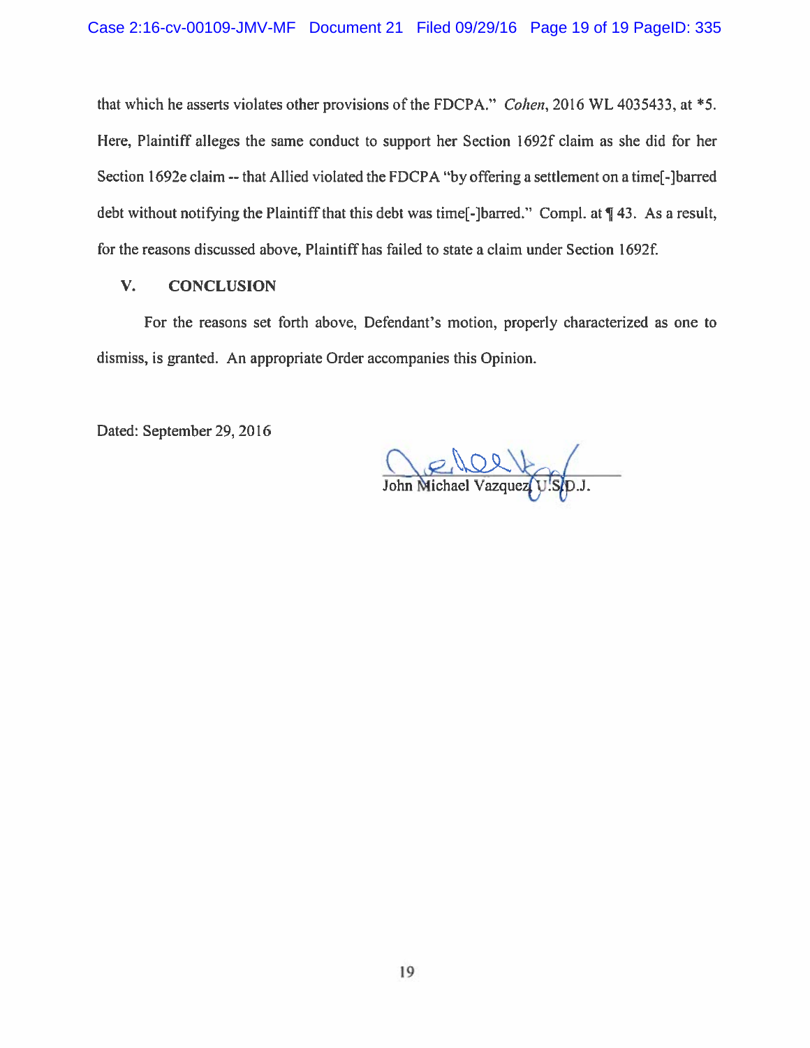that which he asserts violates other provisions of the FDCPA." *Cohen*, 2016 WL 4035433, at *5. Here, Plaintiff alleges the same conduct to support her Section 1692f claim as she did for her Section 1692e claim -- that Allied violated the FDCPA "by offering a settlement on a time[-]barred debt without notifying the Plaintiff that this debt was time[-]barred." Compl. at ¶ 43. As a result, for the reasons discussed above, Plaintiff has failed to state a claim under Section 1692f.

## V. CONCLUSION

For the reasons set forth above, Defendant's motion, properly characterized as one to dismiss, is granted. An appropriate Order accompanies this Opinion.

Dated: September 29, 2016

John Michael Vazquez, U.S.D.J.